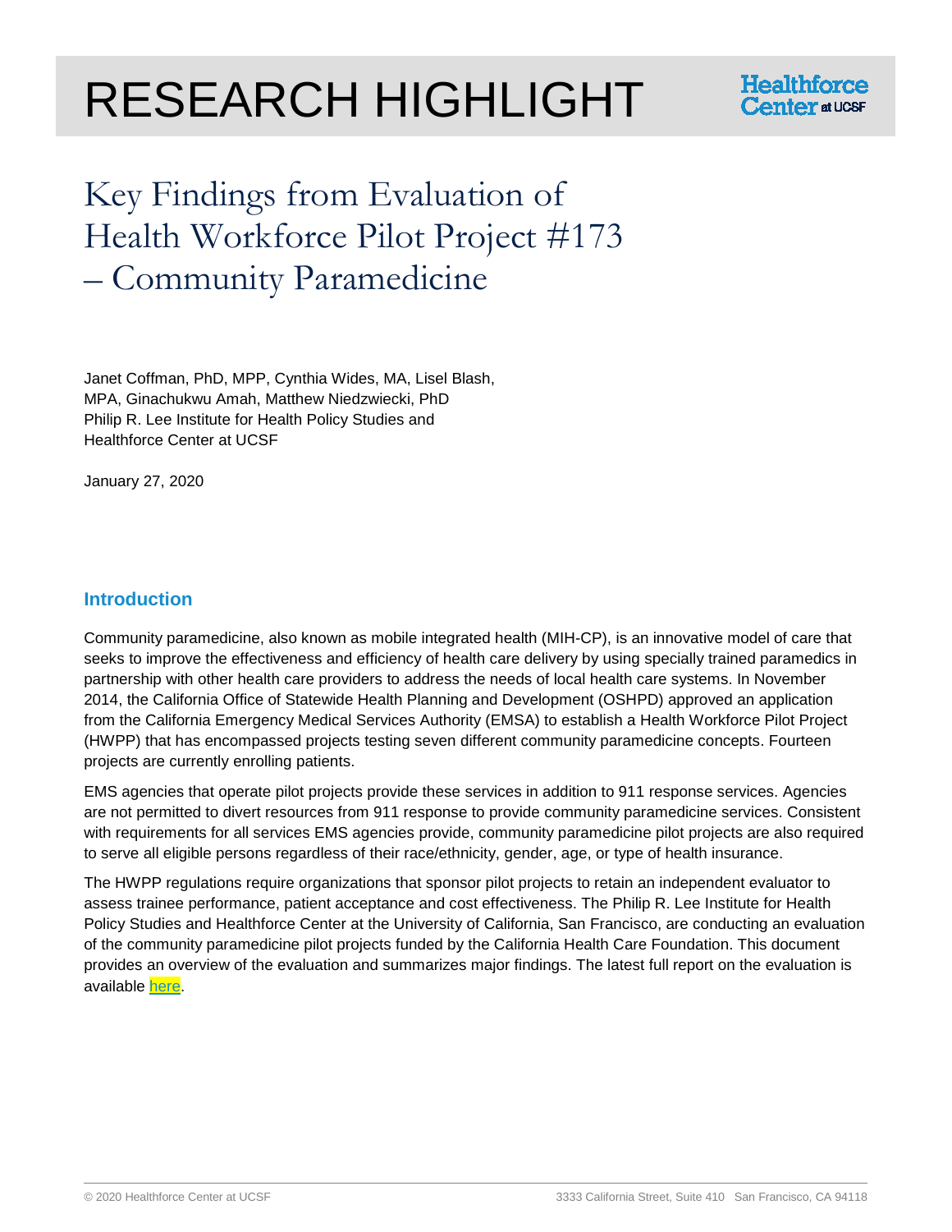# RESEARCH HIGHLIGHT

Healthforce Center at UCSF

# Key Findings from Evaluation of Health Workforce Pilot Project #173 – Community Paramedicine

Janet Coffman, PhD, MPP, Cynthia Wides, MA, Lisel Blash, MPA, Ginachukwu Amah, Matthew Niedzwiecki, PhD
Philip R. Lee Institute for Health Policy Studies and Healthforce Center at UCSF

January 27, 2020

## Introduction

Community paramedicine, also known as mobile integrated health (MIH-CP), is an innovative model of care that seeks to improve the effectiveness and efficiency of health care delivery by using specially trained paramedics in partnership with other health care providers to address the needs of local health care systems. In November 2014, the California Office of Statewide Health Planning and Development (OSHPD) approved an application from the California Emergency Medical Services Authority (EMSA) to establish a Health Workforce Pilot Project (HWPP) that has encompassed projects testing seven different community paramedicine concepts. Fourteen projects are currently enrolling patients.

EMS agencies that operate pilot projects provide these services in addition to 911 response services. Agencies are not permitted to divert resources from 911 response to provide community paramedicine services. Consistent with requirements for all services EMS agencies provide, community paramedicine pilot projects are also required to serve all eligible persons regardless of their race/ethnicity, gender, age, or type of health insurance.

The HWPP regulations require organizations that sponsor pilot projects to retain an independent evaluator to assess trainee performance, patient acceptance and cost effectiveness. The Philip R. Lee Institute for Health Policy Studies and Healthforce Center at the University of California, San Francisco, are conducting an evaluation of the community paramedicine pilot projects funded by the California Health Care Foundation. This document provides an overview of the evaluation and summarizes major findings. The latest full report on the evaluation is available here.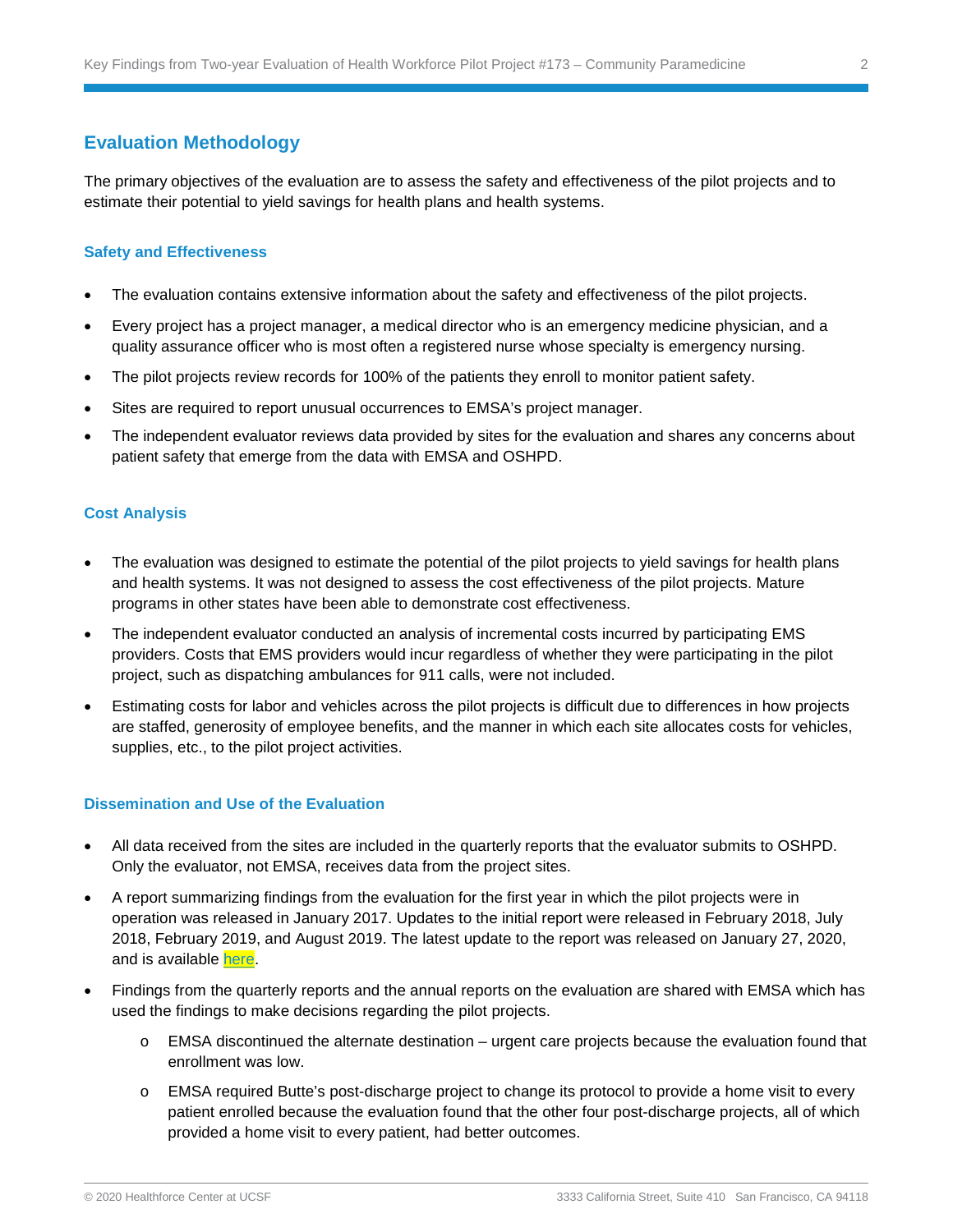## Evaluation Methodology

The primary objectives of the evaluation are to assess the safety and effectiveness of the pilot projects and to estimate their potential to yield savings for health plans and health systems.

### Safety and Effectiveness

- The evaluation contains extensive information about the safety and effectiveness of the pilot projects.
- Every project has a project manager, a medical director who is an emergency medicine physician, and a quality assurance officer who is most often a registered nurse whose specialty is emergency nursing.
- The pilot projects review records for 100% of the patients they enroll to monitor patient safety.
- Sites are required to report unusual occurrences to EMSA's project manager.
- The independent evaluator reviews data provided by sites for the evaluation and shares any concerns about patient safety that emerge from the data with EMSA and OSHPD.

### Cost Analysis

- The evaluation was designed to estimate the potential of the pilot projects to yield savings for health plans and health systems. It was not designed to assess the cost effectiveness of the pilot projects. Mature programs in other states have been able to demonstrate cost effectiveness.
- The independent evaluator conducted an analysis of incremental costs incurred by participating EMS providers. Costs that EMS providers would incur regardless of whether they were participating in the pilot project, such as dispatching ambulances for 911 calls, were not included.
- Estimating costs for labor and vehicles across the pilot projects is difficult due to differences in how projects are staffed, generosity of employee benefits, and the manner in which each site allocates costs for vehicles, supplies, etc., to the pilot project activities.

### Dissemination and Use of the Evaluation

- All data received from the sites are included in the quarterly reports that the evaluator submits to OSHPD. Only the evaluator, not EMSA, receives data from the project sites.
- A report summarizing findings from the evaluation for the first year in which the pilot projects were in operation was released in January 2017. Updates to the initial report were released in February 2018, July 2018, February 2019, and August 2019. The latest update to the report was released on January 27, 2020, and is available here.
- Findings from the quarterly reports and the annual reports on the evaluation are shared with EMSA which has used the findings to make decisions regarding the pilot projects.
  - EMSA discontinued the alternate destination – urgent care projects because the evaluation found that enrollment was low.
  - EMSA required Butte's post-discharge project to change its protocol to provide a home visit to every patient enrolled because the evaluation found that the other four post-discharge projects, all of which provided a home visit to every patient, had better outcomes.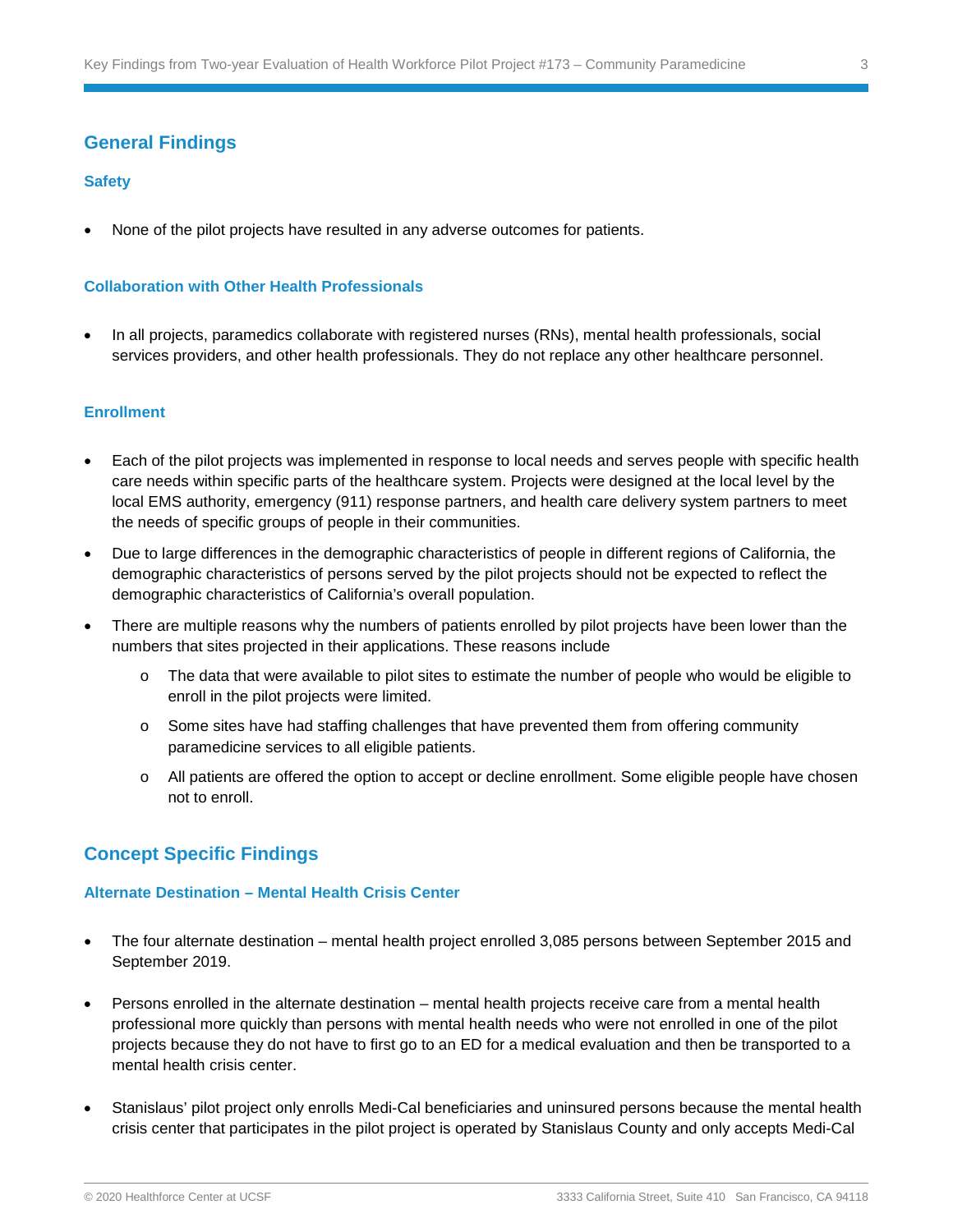## General Findings

### Safety

- None of the pilot projects have resulted in any adverse outcomes for patients.

### Collaboration with Other Health Professionals

- In all projects, paramedics collaborate with registered nurses (RNs), mental health professionals, social services providers, and other health professionals. They do not replace any other healthcare personnel.

### Enrollment

- Each of the pilot projects was implemented in response to local needs and serves people with specific health care needs within specific parts of the healthcare system. Projects were designed at the local level by the local EMS authority, emergency (911) response partners, and health care delivery system partners to meet the needs of specific groups of people in their communities.
- Due to large differences in the demographic characteristics of people in different regions of California, the demographic characteristics of persons served by the pilot projects should not be expected to reflect the demographic characteristics of California's overall population.
- There are multiple reasons why the numbers of patients enrolled by pilot projects have been lower than the numbers that sites projected in their applications. These reasons include
  - The data that were available to pilot sites to estimate the number of people who would be eligible to enroll in the pilot projects were limited.
  - Some sites have had staffing challenges that have prevented them from offering community paramedicine services to all eligible patients.
  - All patients are offered the option to accept or decline enrollment. Some eligible people have chosen not to enroll.

## Concept Specific Findings

### Alternate Destination – Mental Health Crisis Center

- The four alternate destination – mental health project enrolled 3,085 persons between September 2015 and September 2019.
- Persons enrolled in the alternate destination – mental health projects receive care from a mental health professional more quickly than persons with mental health needs who were not enrolled in one of the pilot projects because they do not have to first go to an ED for a medical evaluation and then be transported to a mental health crisis center.
- Stanislaus' pilot project only enrolls Medi-Cal beneficiaries and uninsured persons because the mental health crisis center that participates in the pilot project is operated by Stanislaus County and only accepts Medi-Cal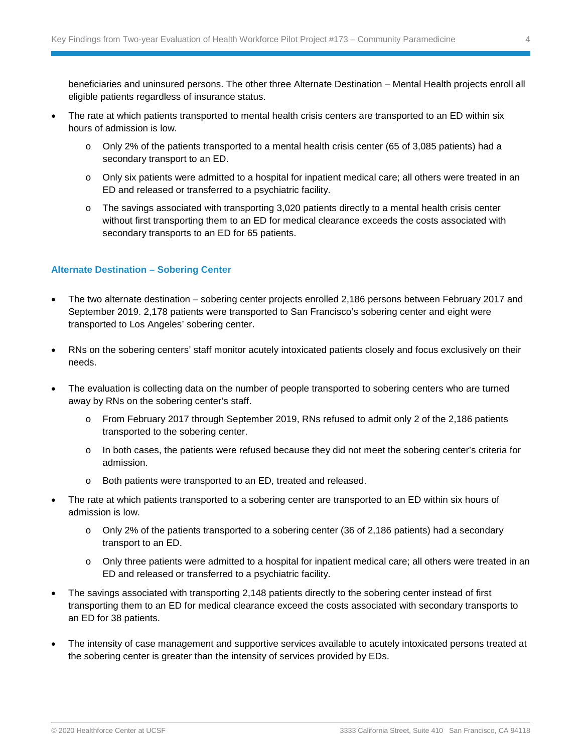beneficiaries and uninsured persons. The other three Alternate Destination – Mental Health projects enroll all eligible patients regardless of insurance status.

- The rate at which patients transported to mental health crisis centers are transported to an ED within six hours of admission is low.
    - Only 2% of the patients transported to a mental health crisis center (65 of 3,085 patients) had a secondary transport to an ED.
    - Only six patients were admitted to a hospital for inpatient medical care; all others were treated in an ED and released or transferred to a psychiatric facility.
    - The savings associated with transporting 3,020 patients directly to a mental health crisis center without first transporting them to an ED for medical clearance exceeds the costs associated with secondary transports to an ED for 65 patients.

### Alternate Destination – Sobering Center

- The two alternate destination – sobering center projects enrolled 2,186 persons between February 2017 and September 2019. 2,178 patients were transported to San Francisco's sobering center and eight were transported to Los Angeles' sobering center.
- RNs on the sobering centers' staff monitor acutely intoxicated patients closely and focus exclusively on their needs.
- The evaluation is collecting data on the number of people transported to sobering centers who are turned away by RNs on the sobering center's staff.
    - From February 2017 through September 2019, RNs refused to admit only 2 of the 2,186 patients transported to the sobering center.
    - In both cases, the patients were refused because they did not meet the sobering center's criteria for admission.
    - Both patients were transported to an ED, treated and released.
- The rate at which patients transported to a sobering center are transported to an ED within six hours of admission is low.
    - Only 2% of the patients transported to a sobering center (36 of 2,186 patients) had a secondary transport to an ED.
    - Only three patients were admitted to a hospital for inpatient medical care; all others were treated in an ED and released or transferred to a psychiatric facility.
- The savings associated with transporting 2,148 patients directly to the sobering center instead of first transporting them to an ED for medical clearance exceed the costs associated with secondary transports to an ED for 38 patients.
- The intensity of case management and supportive services available to acutely intoxicated persons treated at the sobering center is greater than the intensity of services provided by EDs.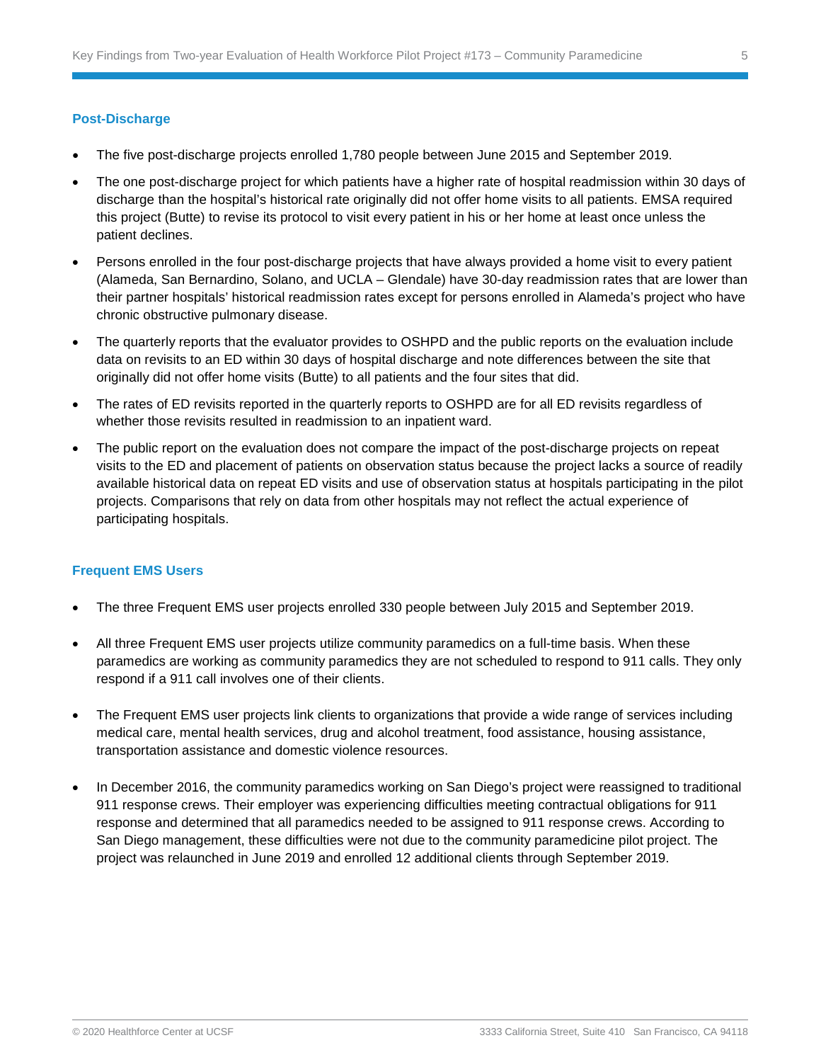### Post-Discharge

- The five post-discharge projects enrolled 1,780 people between June 2015 and September 2019.
- The one post-discharge project for which patients have a higher rate of hospital readmission within 30 days of discharge than the hospital's historical rate originally did not offer home visits to all patients. EMSA required this project (Butte) to revise its protocol to visit every patient in his or her home at least once unless the patient declines.
- Persons enrolled in the four post-discharge projects that have always provided a home visit to every patient (Alameda, San Bernardino, Solano, and UCLA – Glendale) have 30-day readmission rates that are lower than their partner hospitals' historical readmission rates except for persons enrolled in Alameda's project who have chronic obstructive pulmonary disease.
- The quarterly reports that the evaluator provides to OSHPD and the public reports on the evaluation include data on revisits to an ED within 30 days of hospital discharge and note differences between the site that originally did not offer home visits (Butte) to all patients and the four sites that did.
- The rates of ED revisits reported in the quarterly reports to OSHPD are for all ED revisits regardless of whether those revisits resulted in readmission to an inpatient ward.
- The public report on the evaluation does not compare the impact of the post-discharge projects on repeat visits to the ED and placement of patients on observation status because the project lacks a source of readily available historical data on repeat ED visits and use of observation status at hospitals participating in the pilot projects. Comparisons that rely on data from other hospitals may not reflect the actual experience of participating hospitals.

### Frequent EMS Users

- The three Frequent EMS user projects enrolled 330 people between July 2015 and September 2019.
- All three Frequent EMS user projects utilize community paramedics on a full-time basis. When these paramedics are working as community paramedics they are not scheduled to respond to 911 calls. They only respond if a 911 call involves one of their clients.
- The Frequent EMS user projects link clients to organizations that provide a wide range of services including medical care, mental health services, drug and alcohol treatment, food assistance, housing assistance, transportation assistance and domestic violence resources.
- In December 2016, the community paramedics working on San Diego's project were reassigned to traditional 911 response crews. Their employer was experiencing difficulties meeting contractual obligations for 911 response and determined that all paramedics needed to be assigned to 911 response crews. According to San Diego management, these difficulties were not due to the community paramedicine pilot project. The project was relaunched in June 2019 and enrolled 12 additional clients through September 2019.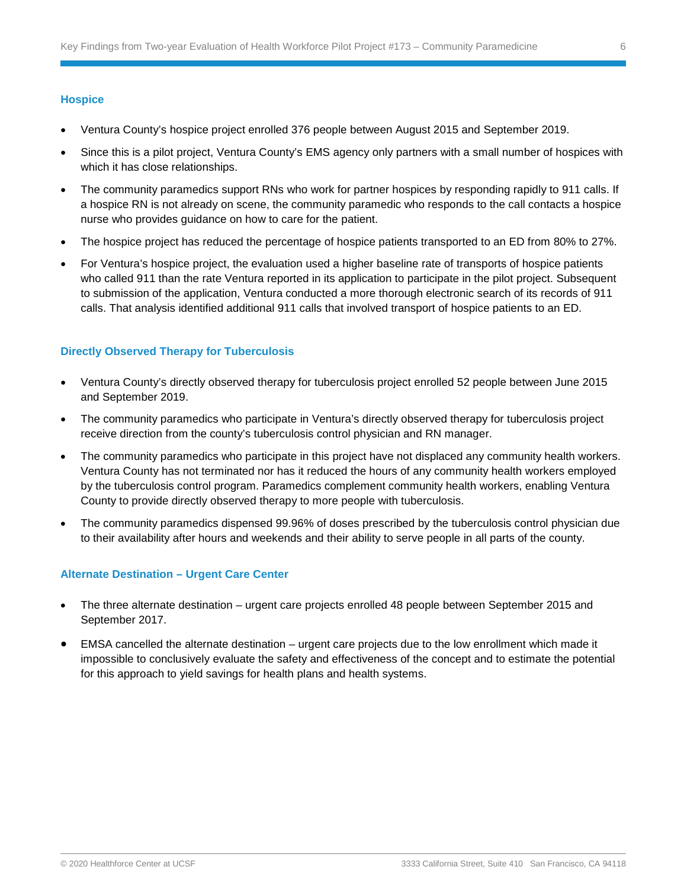### Hospice

- Ventura County's hospice project enrolled 376 people between August 2015 and September 2019.
- Since this is a pilot project, Ventura County's EMS agency only partners with a small number of hospices with which it has close relationships.
- The community paramedics support RNs who work for partner hospices by responding rapidly to 911 calls. If a hospice RN is not already on scene, the community paramedic who responds to the call contacts a hospice nurse who provides guidance on how to care for the patient.
- The hospice project has reduced the percentage of hospice patients transported to an ED from 80% to 27%.
- For Ventura's hospice project, the evaluation used a higher baseline rate of transports of hospice patients who called 911 than the rate Ventura reported in its application to participate in the pilot project. Subsequent to submission of the application, Ventura conducted a more thorough electronic search of its records of 911 calls. That analysis identified additional 911 calls that involved transport of hospice patients to an ED.

### Directly Observed Therapy for Tuberculosis

- Ventura County's directly observed therapy for tuberculosis project enrolled 52 people between June 2015 and September 2019.
- The community paramedics who participate in Ventura's directly observed therapy for tuberculosis project receive direction from the county's tuberculosis control physician and RN manager.
- The community paramedics who participate in this project have not displaced any community health workers. Ventura County has not terminated nor has it reduced the hours of any community health workers employed by the tuberculosis control program. Paramedics complement community health workers, enabling Ventura County to provide directly observed therapy to more people with tuberculosis.
- The community paramedics dispensed 99.96% of doses prescribed by the tuberculosis control physician due to their availability after hours and weekends and their ability to serve people in all parts of the county.

### Alternate Destination – Urgent Care Center

- The three alternate destination – urgent care projects enrolled 48 people between September 2015 and September 2017.
- EMSA cancelled the alternate destination – urgent care projects due to the low enrollment which made it impossible to conclusively evaluate the safety and effectiveness of the concept and to estimate the potential for this approach to yield savings for health plans and health systems.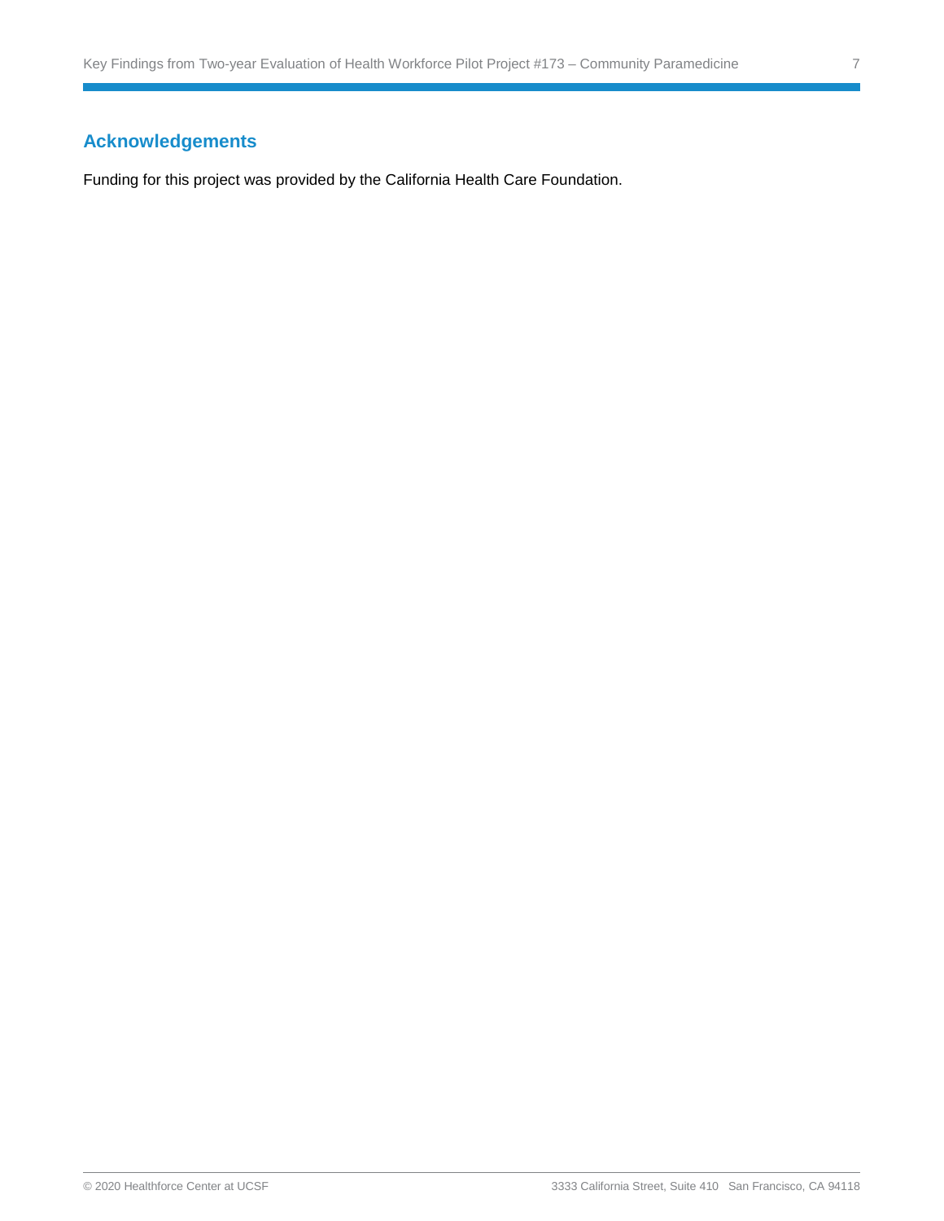## Acknowledgements

Funding for this project was provided by the California Health Care Foundation.